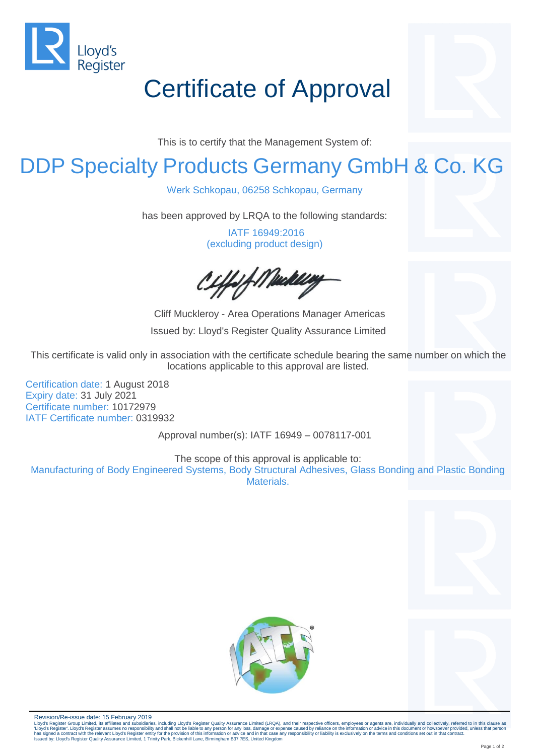Lloyd's Register

# Certificate of Approval

This is to certify that the Management System of:

## DDP Specialty Products Germany GmbH & Co. KG

Werk Schkopau, 06258 Schkopau, Germany

has been approved by LRQA to the following standards:

IATF 16949:2016
(excluding product design)

Cliff Muckleroy - Area Operations Manager Americas

Issued by: Lloyd's Register Quality Assurance Limited

This certificate is valid only in association with the certificate schedule bearing the same number on which the locations applicable to this approval are listed.

Certification date: 1 August 2018
Expiry date: 31 July 2021
Certificate number: 10172979
IATF Certificate number: 0319932

Approval number(s): IATF 16949 – 0078117-001

The scope of this approval is applicable to:

Manufacturing of Body Engineered Systems, Body Structural Adhesives, Glass Bonding and Plastic Bonding Materials.

Revision/Re-issue date: 15 February 2019

Lloyd's Register Group Limited, its affiliates and subsidiaries, including Lloyd's Register Quality Assurance Limited (LRQA), and their respective officers, employees or agents are, individually and collectively, referred to in this clause as 'Lloyd's Register'. Lloyd's Register assumes no responsibility and shall not be liable to any person for any loss, damage or expense caused by reliance on the information or advice in this document or howsoever provided, unless that person has signed a contract with the relevant Lloyd's Register entity for the provision of this information or advice and in that case any responsibility or liability is exclusively on the terms and conditions set out in that contract.
Issued by: Lloyd's Register Quality Assurance Limited, 1 Trinity Park, Bickenhill Lane, Birmingham B37 7ES, United Kingdom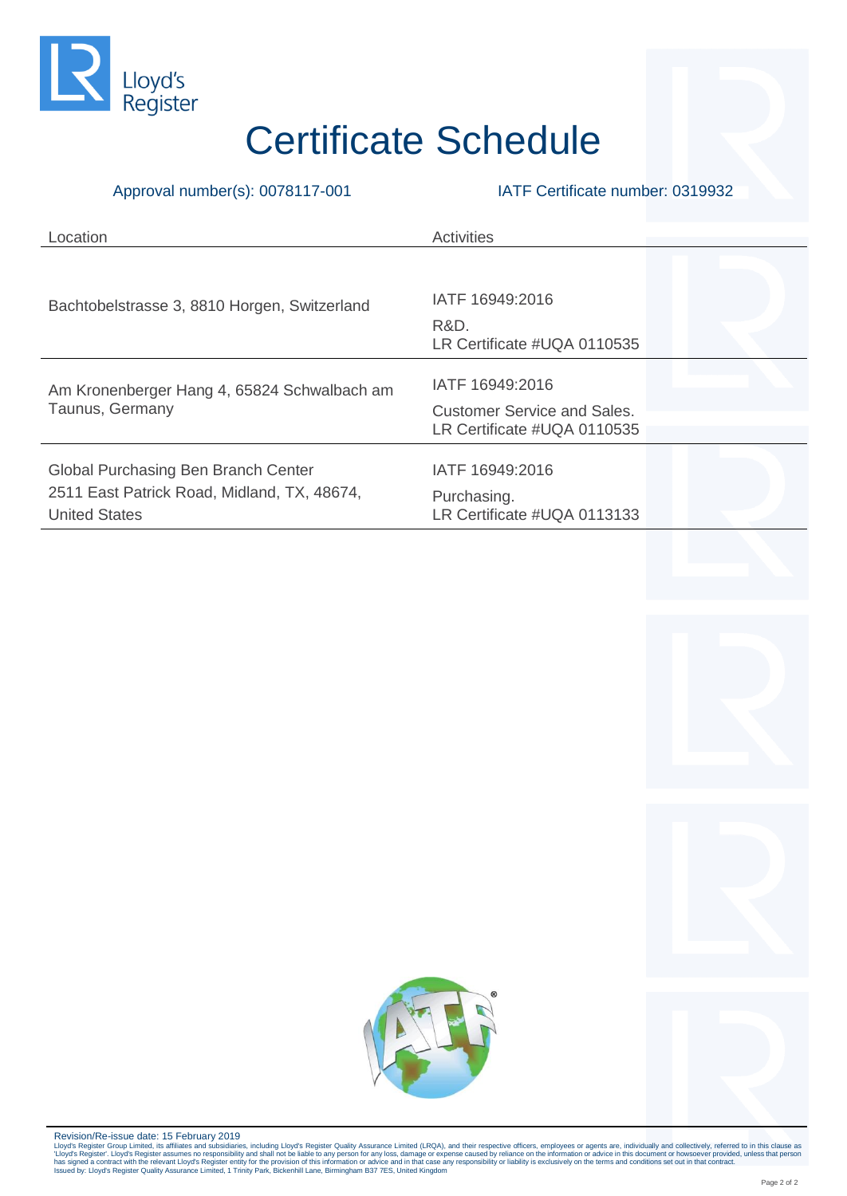# Certificate Schedule

Approval number(s): 0078117-001 IATF Certificate number: 0319932

| Location | Activities |
|---|---|
| Bachtobelstrasse 3, 8810 Horgen, Switzerland | IATF 16949:2016<br>R&D.<br>LR Certificate #UQA 0110535 |
| Am Kronenberger Hang 4, 65824 Schwalbach am Taunus, Germany | IATF 16949:2016<br>Customer Service and Sales.<br>LR Certificate #UQA 0110535 |
| Global Purchasing Ben Branch Center<br>2511 East Patrick Road, Midland, TX, 48674, United States | IATF 16949:2016<br>Purchasing.<br>LR Certificate #UQA 0113133 |

Revision/Re-issue date: 15 February 2019

Lloyd's Register Group Limited, its affiliates and subsidiaries, including Lloyd's Register Quality Assurance Limited (LRQA), and their respective officers, employees or agents are, individually and collectively, referred to in this clause as 'Lloyd's Register'. Lloyd's Register assumes no responsibility and shall not be liable to any person for any loss, damage or expense caused by reliance on the information or advice in this document or howsoever provided, unless that person has signed a contract with the relevant Lloyd's Register entity for the provision of this information or advice and in that case any responsibility or liability is exclusively on the terms and conditions set out in that contract.

Issued by: Lloyd's Register Quality Assurance Limited, 1 Trinity Park, Bickenhill Lane, Birmingham B37 7ES, United Kingdom